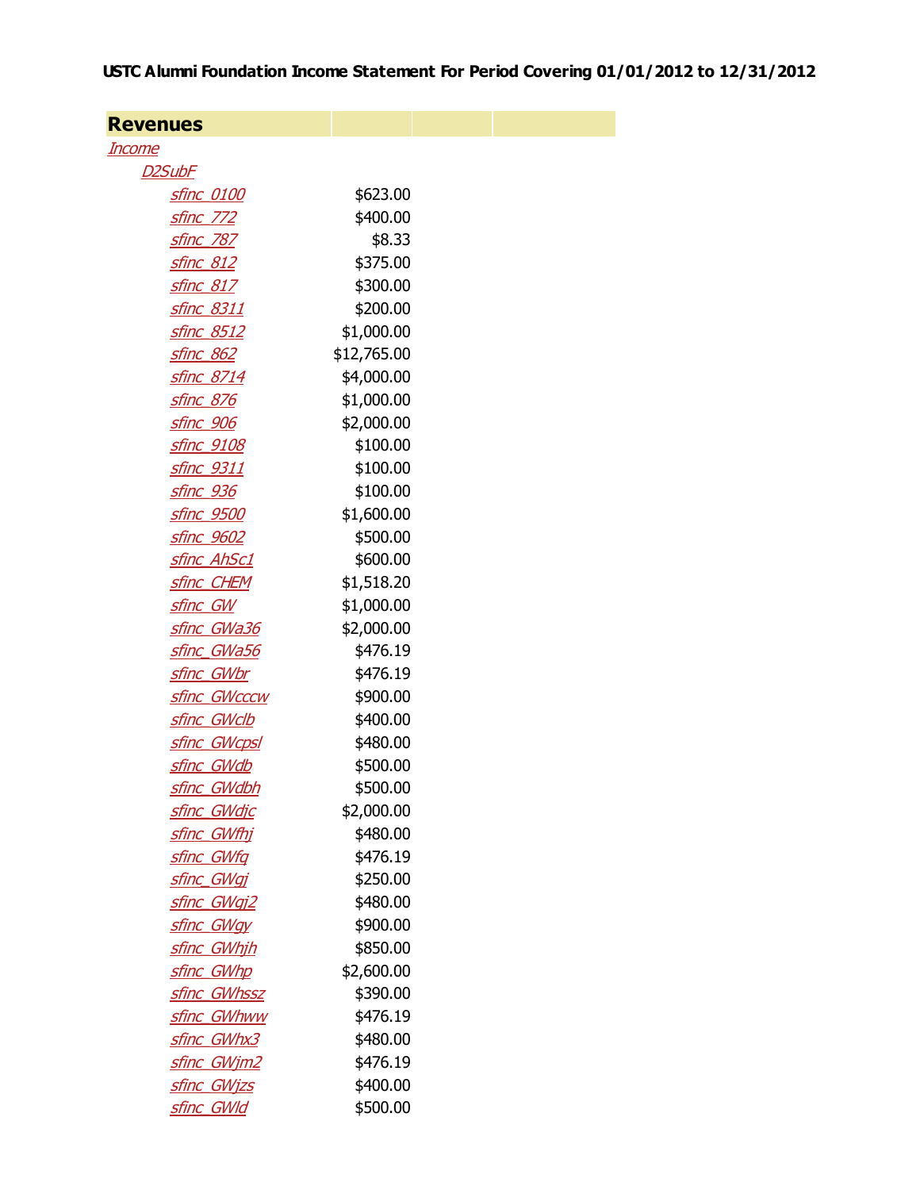**USTC Alumni Foundation Income Statement For Period Covering 01/01/2012 to 12/31/2012**

| **Revenues** | | | |
|---|---|---|---|
| *Income* | | | |
| *D2SubF* | | | |
| *sfinc_0100* | $623.00 | | |
| *sfinc_772* | $400.00 | | |
| *sfinc_787* | $8.33 | | |
| *sfinc_812* | $375.00 | | |
| *sfinc_817* | $300.00 | | |
| *sfinc_8311* | $200.00 | | |
| *sfinc_8512* | $1,000.00 | | |
| *sfinc_862* | $12,765.00 | | |
| *sfinc_8714* | $4,000.00 | | |
| *sfinc_876* | $1,000.00 | | |
| *sfinc_906* | $2,000.00 | | |
| *sfinc_9108* | $100.00 | | |
| *sfinc_9311* | $100.00 | | |
| *sfinc_936* | $100.00 | | |
| *sfinc_9500* | $1,600.00 | | |
| *sfinc_9602* | $500.00 | | |
| *sfinc_AhSc1* | $600.00 | | |
| *sfinc_CHEM* | $1,518.20 | | |
| *sfinc_GW* | $1,000.00 | | |
| *sfinc_GWa36* | $2,000.00 | | |
| *sfinc_GWa56* | $476.19 | | |
| *sfinc_GWbr* | $476.19 | | |
| *sfinc_GWcccw* | $900.00 | | |
| *sfinc_GWclb* | $400.00 | | |
| *sfinc_GWcpsl* | $480.00 | | |
| *sfinc_GWdb* | $500.00 | | |
| *sfinc_GWdbh* | $500.00 | | |
| *sfinc_GWdjc* | $2,000.00 | | |
| *sfinc_GWfhj* | $480.00 | | |
| *sfinc_GWfq* | $476.19 | | |
| *sfinc_GWgj* | $250.00 | | |
| *sfinc_GWgj2* | $480.00 | | |
| *sfinc_GWgy* | $900.00 | | |
| *sfinc_GWhjh* | $850.00 | | |
| *sfinc_GWhp* | $2,600.00 | | |
| *sfinc_GWhssz* | $390.00 | | |
| *sfinc_GWhww* | $476.19 | | |
| *sfinc_GWhx3* | $480.00 | | |
| *sfinc_GWjm2* | $476.19 | | |
| *sfinc_GWjzs* | $400.00 | | |
| *sfinc_GWld* | $500.00 | | |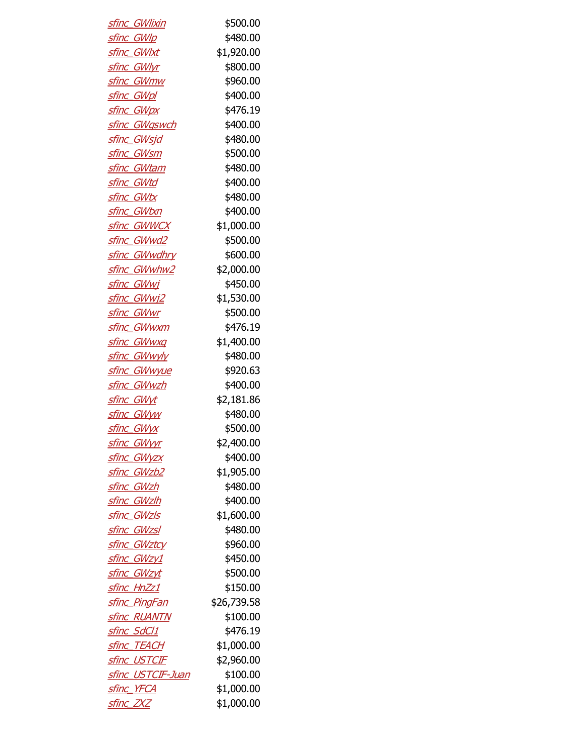| | |
|---|---|
| *sfinc_GWlixin* | $500.00 |
| *sfinc_GWlp* | $480.00 |
| *sfinc_GWlxt* | $1,920.00 |
| *sfinc_GWlyr* | $800.00 |
| *sfinc_GWmw* | $960.00 |
| *sfinc_GWpl* | $400.00 |
| *sfinc_GWpx* | $476.19 |
| *sfinc_GWqswch* | $400.00 |
| *sfinc_GWsjd* | $480.00 |
| *sfinc_GWsm* | $500.00 |
| *sfinc_GWtam* | $480.00 |
| *sfinc_GWtd* | $400.00 |
| *sfinc_GWtx* | $480.00 |
| *sfinc_GWtxn* | $400.00 |
| *sfinc_GWWCX* | $1,000.00 |
| *sfinc_GWwd2* | $500.00 |
| *sfinc_GWwdhry* | $600.00 |
| *sfinc_GWwhw2* | $2,000.00 |
| *sfinc_GWwj* | $450.00 |
| *sfinc_GWwj2* | $1,530.00 |
| *sfinc_GWwr* | $500.00 |
| *sfinc_GWwxm* | $476.19 |
| *sfinc_GWwxq* | $1,400.00 |
| *sfinc_GWwyly* | $480.00 |
| *sfinc_GWwyue* | $920.63 |
| *sfinc_GWwzh* | $400.00 |
| *sfinc_GWyt* | $2,181.86 |
| *sfinc_GWyw* | $480.00 |
| *sfinc_GWyx* | $500.00 |
| *sfinc_GWyyr* | $2,400.00 |
| *sfinc_GWyzx* | $400.00 |
| *sfinc_GWzb2* | $1,905.00 |
| *sfinc_GWzh* | $480.00 |
| *sfinc_GWzlh* | $400.00 |
| *sfinc_GWzls* | $1,600.00 |
| *sfinc_GWzsl* | $480.00 |
| *sfinc_GWztcy* | $960.00 |
| *sfinc_GWzy1* | $450.00 |
| *sfinc_GWzyt* | $500.00 |
| *sfinc_HnZz1* | $150.00 |
| *sfinc_PingFan* | $26,739.58 |
| *sfinc_RUANTN* | $100.00 |
| *sfinc_SdCl1* | $476.19 |
| *sfinc_TEACH* | $1,000.00 |
| *sfinc_USTCIF* | $2,960.00 |
| *sfinc_USTCIF-Juan* | $100.00 |
| *sfinc_YFCA* | $1,000.00 |
| *sfinc_ZXZ* | $1,000.00 |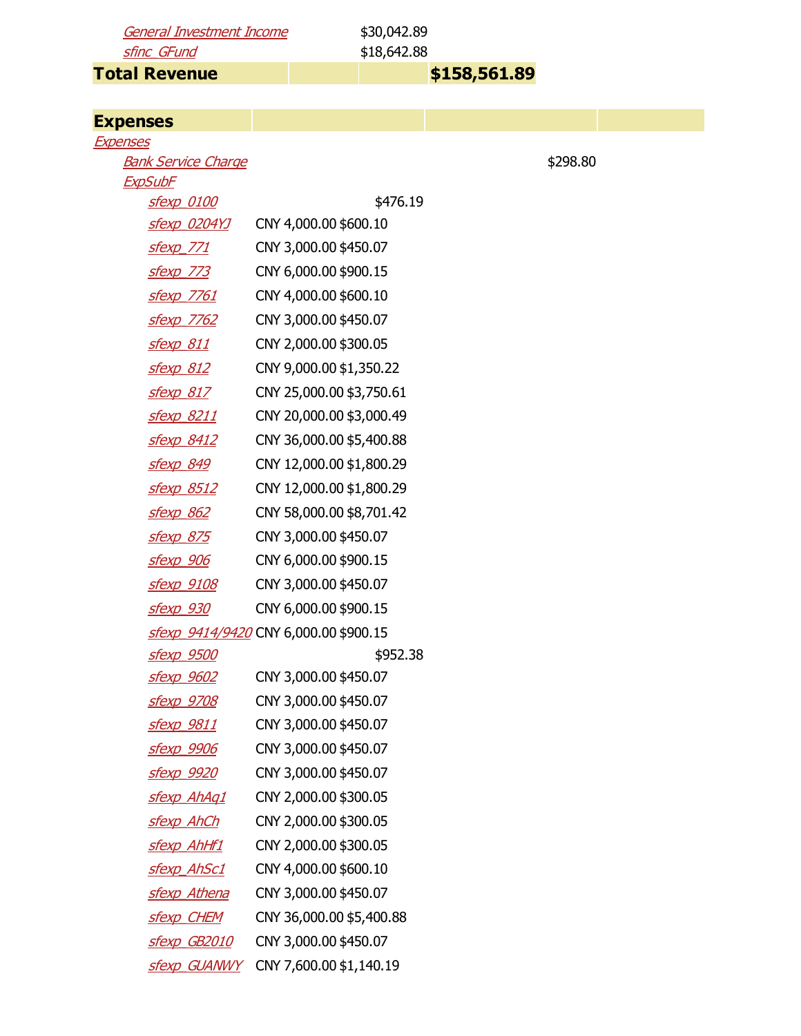| | | | | |
|---|---|---|---|---|
| *General Investment Income* | | $30,042.89 | | |
| *sfinc_GFund* | | $18,642.88 | | |
| **Total Revenue** | | | **$158,561.89** | |

| **Expenses** | | | | |
|---|---|---|---|---|
| *Expenses* | | | | |
| *Bank Service Charge* | | | | $298.80 |
| *ExpSubF* | | | | |
| *sfexp_0100* | | $476.19 | | |
| *sfexp_0204YJ* | CNY 4,000.00 | $600.10 | | |
| *sfexp_771* | CNY 3,000.00 | $450.07 | | |
| *sfexp_773* | CNY 6,000.00 | $900.15 | | |
| *sfexp_7761* | CNY 4,000.00 | $600.10 | | |
| *sfexp_7762* | CNY 3,000.00 | $450.07 | | |
| *sfexp_811* | CNY 2,000.00 | $300.05 | | |
| *sfexp_812* | CNY 9,000.00 | $1,350.22 | | |
| *sfexp_817* | CNY 25,000.00 | $3,750.61 | | |
| *sfexp_8211* | CNY 20,000.00 | $3,000.49 | | |
| *sfexp_8412* | CNY 36,000.00 | $5,400.88 | | |
| *sfexp_849* | CNY 12,000.00 | $1,800.29 | | |
| *sfexp_8512* | CNY 12,000.00 | $1,800.29 | | |
| *sfexp_862* | CNY 58,000.00 | $8,701.42 | | |
| *sfexp_875* | CNY 3,000.00 | $450.07 | | |
| *sfexp_906* | CNY 6,000.00 | $900.15 | | |
| *sfexp_9108* | CNY 3,000.00 | $450.07 | | |
| *sfexp_930* | CNY 6,000.00 | $900.15 | | |
| *sfexp_9414/9420* | CNY 6,000.00 | $900.15 | | |
| *sfexp_9500* | | $952.38 | | |
| *sfexp_9602* | CNY 3,000.00 | $450.07 | | |
| *sfexp_9708* | CNY 3,000.00 | $450.07 | | |
| *sfexp_9811* | CNY 3,000.00 | $450.07 | | |
| *sfexp_9906* | CNY 3,000.00 | $450.07 | | |
| *sfexp_9920* | CNY 3,000.00 | $450.07 | | |
| *sfexp_AhAq1* | CNY 2,000.00 | $300.05 | | |
| *sfexp_AhCh* | CNY 2,000.00 | $300.05 | | |
| *sfexp_AhHf1* | CNY 2,000.00 | $300.05 | | |
| *sfexp_AhSc1* | CNY 4,000.00 | $600.10 | | |
| *sfexp_Athena* | CNY 3,000.00 | $450.07 | | |
| *sfexp_CHEM* | CNY 36,000.00 | $5,400.88 | | |
| *sfexp_GB2010* | CNY 3,000.00 | $450.07 | | |
| *sfexp_GUANWY* | CNY 7,600.00 | $1,140.19 | | |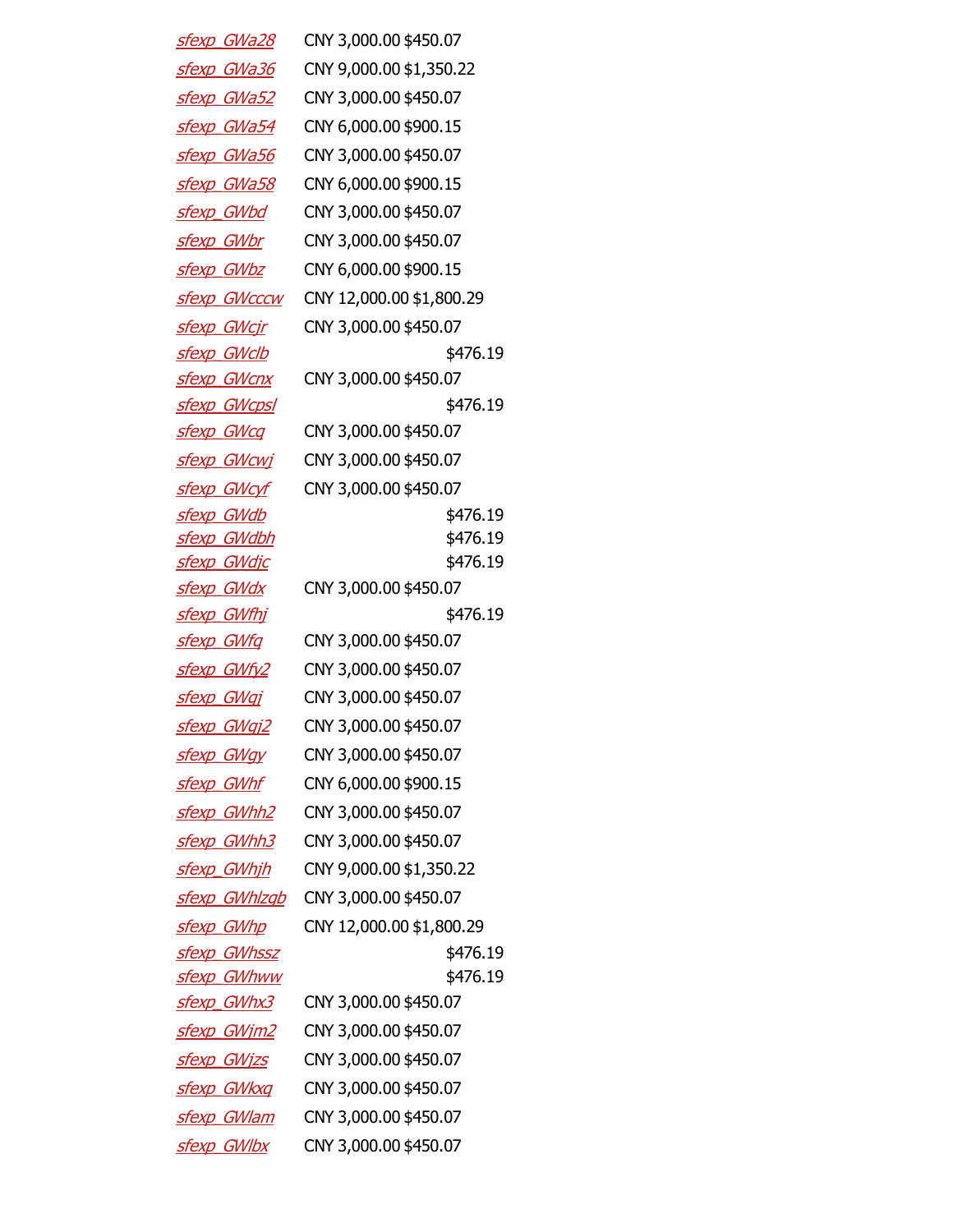| | | |
|---|---|---|
| sfexp_GWa28 | CNY 3,000.00 | $450.07 |
| sfexp_GWa36 | CNY 9,000.00 | $1,350.22 |
| sfexp_GWa52 | CNY 3,000.00 | $450.07 |
| sfexp_GWa54 | CNY 6,000.00 | $900.15 |
| sfexp_GWa56 | CNY 3,000.00 | $450.07 |
| sfexp_GWa58 | CNY 6,000.00 | $900.15 |
| sfexp_GWbd | CNY 3,000.00 | $450.07 |
| sfexp_GWbr | CNY 3,000.00 | $450.07 |
| sfexp_GWbz | CNY 6,000.00 | $900.15 |
| sfexp_GWcccw | CNY 12,000.00 | $1,800.29 |
| sfexp_GWcjr | CNY 3,000.00 | $450.07 |
| sfexp_GWclb | | $476.19 |
| sfexp_GWcnx | CNY 3,000.00 | $450.07 |
| sfexp_GWcpsl | | $476.19 |
| sfexp_GWcq | CNY 3,000.00 | $450.07 |
| sfexp_GWcwj | CNY 3,000.00 | $450.07 |
| sfexp_GWcyf | CNY 3,000.00 | $450.07 |
| sfexp_GWdb | | $476.19 |
| sfexp_GWdbh | | $476.19 |
| sfexp_GWdjc | | $476.19 |
| sfexp_GWdx | CNY 3,000.00 | $450.07 |
| sfexp_GWfhj | | $476.19 |
| sfexp_GWfq | CNY 3,000.00 | $450.07 |
| sfexp_GWfy2 | CNY 3,000.00 | $450.07 |
| sfexp_GWgj | CNY 3,000.00 | $450.07 |
| sfexp_GWgj2 | CNY 3,000.00 | $450.07 |
| sfexp_GWgy | CNY 3,000.00 | $450.07 |
| sfexp_GWhf | CNY 6,000.00 | $900.15 |
| sfexp_GWhh2 | CNY 3,000.00 | $450.07 |
| sfexp_GWhh3 | CNY 3,000.00 | $450.07 |
| sfexp_GWhjh | CNY 9,000.00 | $1,350.22 |
| sfexp_GWhlzgb | CNY 3,000.00 | $450.07 |
| sfexp_GWhp | CNY 12,000.00 | $1,800.29 |
| sfexp_GWhssz | | $476.19 |
| sfexp_GWhww | | $476.19 |
| sfexp_GWhx3 | CNY 3,000.00 | $450.07 |
| sfexp_GWjm2 | CNY 3,000.00 | $450.07 |
| sfexp_GWjzs | CNY 3,000.00 | $450.07 |
| sfexp_GWkxq | CNY 3,000.00 | $450.07 |
| sfexp_GWlam | CNY 3,000.00 | $450.07 |
| sfexp_GWlbx | CNY 3,000.00 | $450.07 |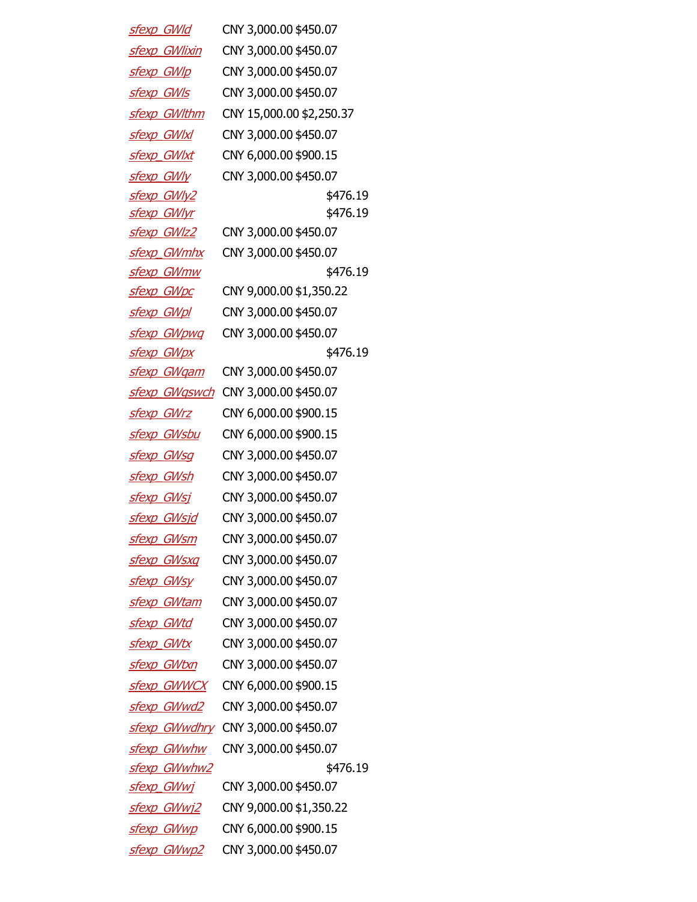| | | |
|---|---|---|
| *sfexp_GWld* | CNY 3,000.00 | $450.07 |
| *sfexp_GWlixin* | CNY 3,000.00 | $450.07 |
| *sfexp_GWlp* | CNY 3,000.00 | $450.07 |
| *sfexp_GWls* | CNY 3,000.00 | $450.07 |
| *sfexp_GWlthm* | CNY 15,000.00 | $2,250.37 |
| *sfexp_GWlxl* | CNY 3,000.00 | $450.07 |
| *sfexp_GWlxt* | CNY 6,000.00 | $900.15 |
| *sfexp_GWly* | CNY 3,000.00 | $450.07 |
| *sfexp_GWly2* | | $476.19 |
| *sfexp_GWlyr* | | $476.19 |
| *sfexp_GWlz2* | CNY 3,000.00 | $450.07 |
| *sfexp_GWmhx* | CNY 3,000.00 | $450.07 |
| *sfexp_GWmw* | | $476.19 |
| *sfexp_GWpc* | CNY 9,000.00 | $1,350.22 |
| *sfexp_GWpl* | CNY 3,000.00 | $450.07 |
| *sfexp_GWpwq* | CNY 3,000.00 | $450.07 |
| *sfexp_GWpx* | | $476.19 |
| *sfexp_GWqam* | CNY 3,000.00 | $450.07 |
| *sfexp_GWqswch* | CNY 3,000.00 | $450.07 |
| *sfexp_GWrz* | CNY 6,000.00 | $900.15 |
| *sfexp_GWsbu* | CNY 6,000.00 | $900.15 |
| *sfexp_GWsg* | CNY 3,000.00 | $450.07 |
| *sfexp_GWsh* | CNY 3,000.00 | $450.07 |
| *sfexp_GWsj* | CNY 3,000.00 | $450.07 |
| *sfexp_GWsjd* | CNY 3,000.00 | $450.07 |
| *sfexp_GWsm* | CNY 3,000.00 | $450.07 |
| *sfexp_GWsxq* | CNY 3,000.00 | $450.07 |
| *sfexp_GWsy* | CNY 3,000.00 | $450.07 |
| *sfexp_GWtam* | CNY 3,000.00 | $450.07 |
| *sfexp_GWtd* | CNY 3,000.00 | $450.07 |
| *sfexp_GWtx* | CNY 3,000.00 | $450.07 |
| *sfexp_GWtxn* | CNY 3,000.00 | $450.07 |
| *sfexp_GWWCX* | CNY 6,000.00 | $900.15 |
| *sfexp_GWwd2* | CNY 3,000.00 | $450.07 |
| *sfexp_GWwdhry* | CNY 3,000.00 | $450.07 |
| *sfexp_GWwhw* | CNY 3,000.00 | $450.07 |
| *sfexp_GWwhw2* | | $476.19 |
| *sfexp_GWwj* | CNY 3,000.00 | $450.07 |
| *sfexp_GWwj2* | CNY 9,000.00 | $1,350.22 |
| *sfexp_GWwp* | CNY 6,000.00 | $900.15 |
| *sfexp_GWwp2* | CNY 3,000.00 | $450.07 |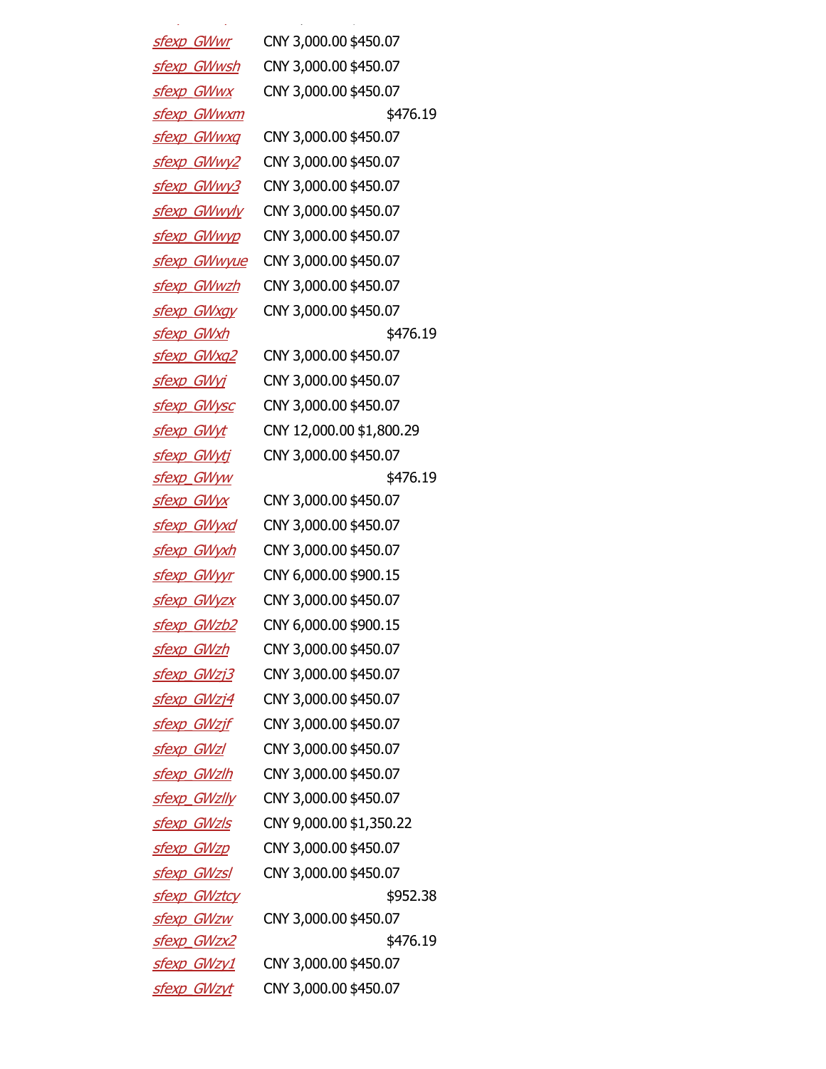| | | |
|---|---|---|
| sfexp_GWwr | CNY 3,000.00 | $450.07 |
| sfexp_GWwsh | CNY 3,000.00 | $450.07 |
| sfexp_GWwx | CNY 3,000.00 | $450.07 |
| sfexp_GWwxm | | $476.19 |
| sfexp_GWwxq | CNY 3,000.00 | $450.07 |
| sfexp_GWwy2 | CNY 3,000.00 | $450.07 |
| sfexp_GWwy3 | CNY 3,000.00 | $450.07 |
| sfexp_GWwyly | CNY 3,000.00 | $450.07 |
| sfexp_GWwyp | CNY 3,000.00 | $450.07 |
| sfexp_GWwyue | CNY 3,000.00 | $450.07 |
| sfexp_GWwzh | CNY 3,000.00 | $450.07 |
| sfexp_GWxgy | CNY 3,000.00 | $450.07 |
| sfexp_GWxh | | $476.19 |
| sfexp_GWxq2 | CNY 3,000.00 | $450.07 |
| sfexp_GWyj | CNY 3,000.00 | $450.07 |
| sfexp_GWysc | CNY 3,000.00 | $450.07 |
| sfexp_GWyt | CNY 12,000.00 | $1,800.29 |
| sfexp_GWytj | CNY 3,000.00 | $450.07 |
| sfexp_GWyw | | $476.19 |
| sfexp_GWyx | CNY 3,000.00 | $450.07 |
| sfexp_GWyxd | CNY 3,000.00 | $450.07 |
| sfexp_GWyxh | CNY 3,000.00 | $450.07 |
| sfexp_GWyyr | CNY 6,000.00 | $900.15 |
| sfexp_GWyzx | CNY 3,000.00 | $450.07 |
| sfexp_GWzb2 | CNY 6,000.00 | $900.15 |
| sfexp_GWzh | CNY 3,000.00 | $450.07 |
| sfexp_GWzj3 | CNY 3,000.00 | $450.07 |
| sfexp_GWzj4 | CNY 3,000.00 | $450.07 |
| sfexp_GWzjf | CNY 3,000.00 | $450.07 |
| sfexp_GWzl | CNY 3,000.00 | $450.07 |
| sfexp_GWzlh | CNY 3,000.00 | $450.07 |
| sfexp_GWzlly | CNY 3,000.00 | $450.07 |
| sfexp_GWzls | CNY 9,000.00 | $1,350.22 |
| sfexp_GWzp | CNY 3,000.00 | $450.07 |
| sfexp_GWzsl | CNY 3,000.00 | $450.07 |
| sfexp_GWztcy | | $952.38 |
| sfexp_GWzw | CNY 3,000.00 | $450.07 |
| sfexp_GWzx2 | | $476.19 |
| sfexp_GWzy1 | CNY 3,000.00 | $450.07 |
| sfexp_GWzyt | CNY 3,000.00 | $450.07 |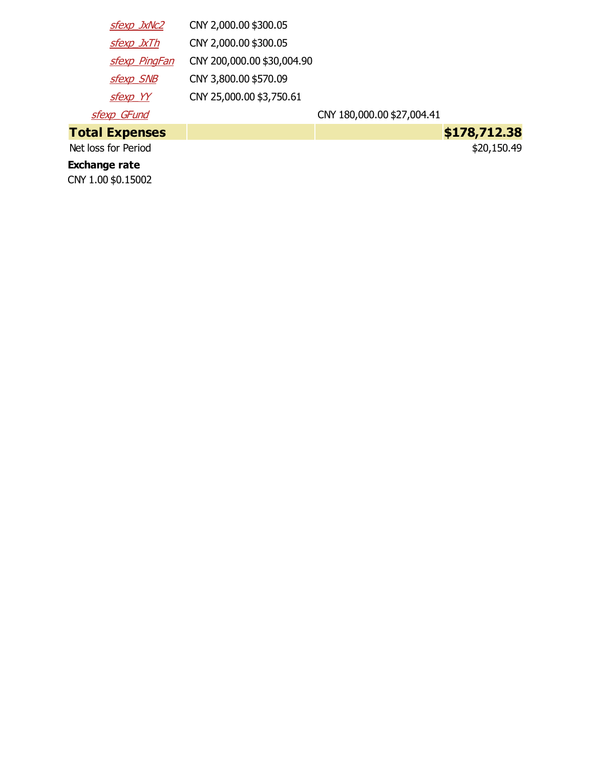| | | | |
|---|---|---|---|
| *sfexp_JxNc2* | CNY 2,000.00 $300.05 | | |
| *sfexp_JxTh* | CNY 2,000.00 $300.05 | | |
| *sfexp_PingFan* | CNY 200,000.00 $30,004.90 | | |
| *sfexp_SNB* | CNY 3,800.00 $570.09 | | |
| *sfexp_YY* | CNY 25,000.00 $3,750.61 | | |
| *sfexp_GFund* | | CNY 180,000.00 $27,004.41 | |
| **Total Expenses** | | | **$178,712.38** |
| Net loss for Period | | | $20,150.49 |

**Exchange rate**

CNY 1.00 $0.15002